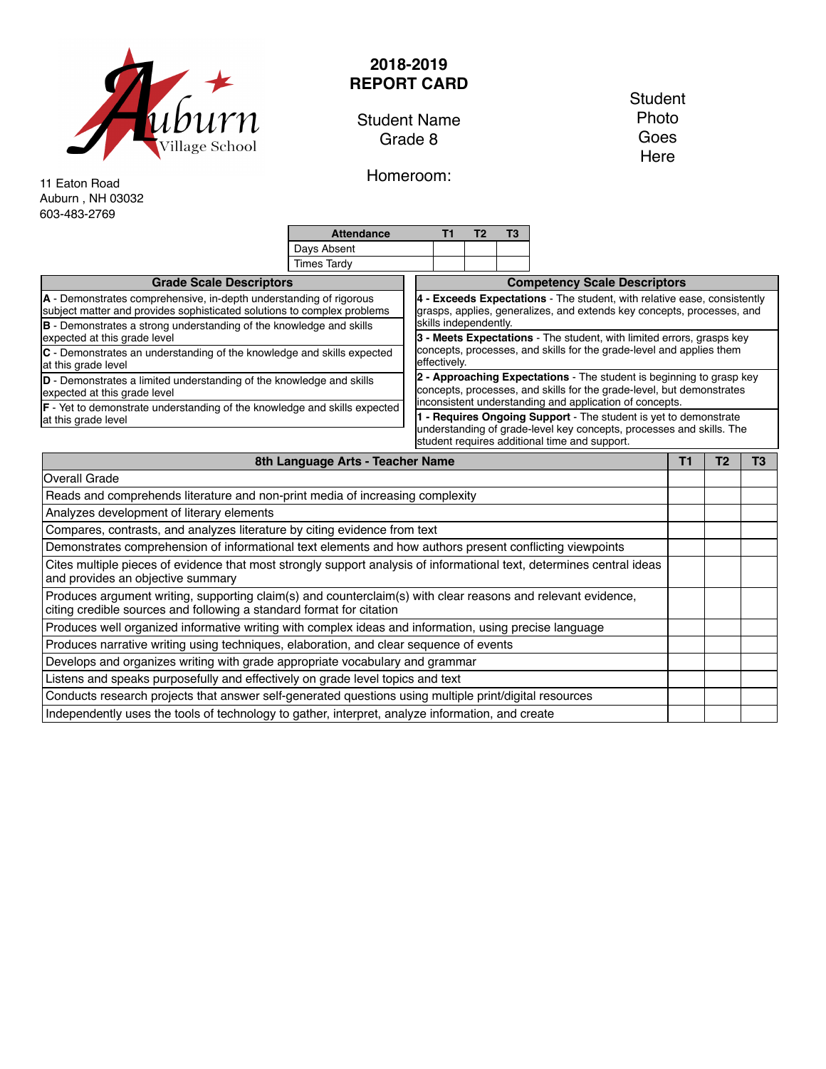Auburn Village School

11 Eaton Road
Auburn , NH 03032
603-483-2769

# 2018-2019
# REPORT CARD

Student Name
Grade 8

Homeroom:

Student Photo Goes Here

| Attendance | T1 | T2 | T3 |
|---|---|---|---|
| Days Absent | | | |
| Times Tardy | | | |

| Grade Scale Descriptors |
|---|
| **A** - Demonstrates comprehensive, in-depth understanding of rigorous subject matter and provides sophisticated solutions to complex problems |
| **B** - Demonstrates a strong understanding of the knowledge and skills expected at this grade level |
| **C** - Demonstrates an understanding of the knowledge and skills expected at this grade level |
| **D** - Demonstrates a limited understanding of the knowledge and skills expected at this grade level |
| **F** - Yet to demonstrate understanding of the knowledge and skills expected at this grade level |

| Competency Scale Descriptors |
|---|
| **4 - Exceeds Expectations** - The student, with relative ease, consistently grasps, applies, generalizes, and extends key concepts, processes, and skills independently. |
| **3 - Meets Expectations** - The student, with limited errors, grasps key concepts, processes, and skills for the grade-level and applies them effectively. |
| **2 - Approaching Expectations** - The student is beginning to grasp key concepts, processes, and skills for the grade-level, but demonstrates inconsistent understanding and application of concepts. |
| **1 - Requires Ongoing Support** - The student is yet to demonstrate understanding of grade-level key concepts, processes and skills. The student requires additional time and support. |

| 8th Language Arts - Teacher Name | T1 | T2 | T3 |
|---|---|---|---|
| Overall Grade | | | |
| Reads and comprehends literature and non-print media of increasing complexity | | | |
| Analyzes development of literary elements | | | |
| Compares, contrasts, and analyzes literature by citing evidence from text | | | |
| Demonstrates comprehension of informational text elements and how authors present conflicting viewpoints | | | |
| Cites multiple pieces of evidence that most strongly support analysis of informational text, determines central ideas and provides an objective summary | | | |
| Produces argument writing, supporting claim(s) and counterclaim(s) with clear reasons and relevant evidence, citing credible sources and following a standard format for citation | | | |
| Produces well organized informative writing with complex ideas and information, using precise language | | | |
| Produces narrative writing using techniques, elaboration, and clear sequence of events | | | |
| Develops and organizes writing with grade appropriate vocabulary and grammar | | | |
| Listens and speaks purposefully and effectively on grade level topics and text | | | |
| Conducts research projects that answer self-generated questions using multiple print/digital resources | | | |
| Independently uses the tools of technology to gather, interpret, analyze information, and create | | | |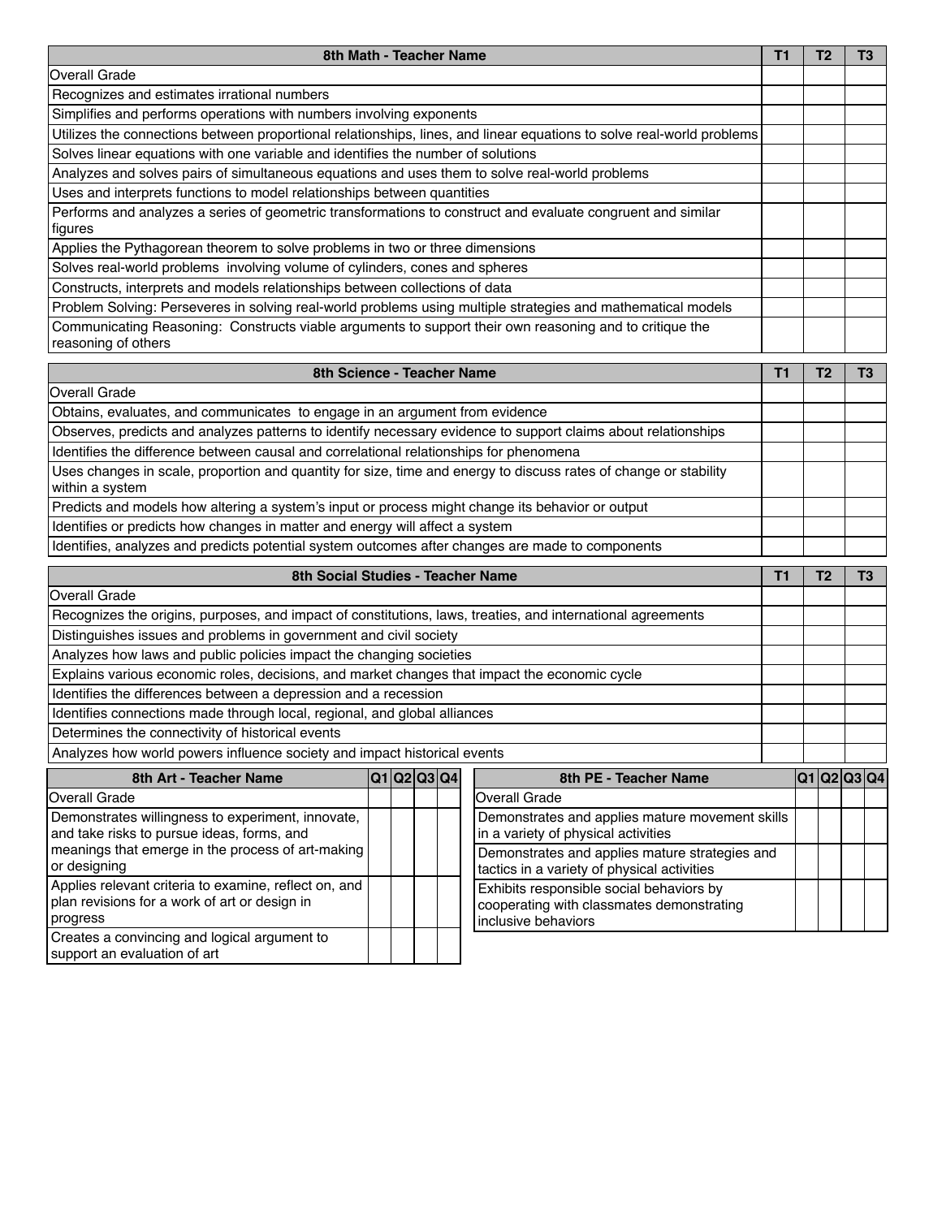| 8th Math - Teacher Name | T1 | T2 | T3 |
|---|---|---|---|
| Overall Grade | | | |
| Recognizes and estimates irrational numbers | | | |
| Simplifies and performs operations with numbers involving exponents | | | |
| Utilizes the connections between proportional relationships, lines, and linear equations to solve real-world problems | | | |
| Solves linear equations with one variable and identifies the number of solutions | | | |
| Analyzes and solves pairs of simultaneous equations and uses them to solve real-world problems | | | |
| Uses and interprets functions to model relationships between quantities | | | |
| Performs and analyzes a series of geometric transformations to construct and evaluate congruent and similar figures | | | |
| Applies the Pythagorean theorem to solve problems in two or three dimensions | | | |
| Solves real-world problems involving volume of cylinders, cones and spheres | | | |
| Constructs, interprets and models relationships between collections of data | | | |
| Problem Solving: Perseveres in solving real-world problems using multiple strategies and mathematical models | | | |
| Communicating Reasoning: Constructs viable arguments to support their own reasoning and to critique the reasoning of others | | | |

| 8th Science - Teacher Name | T1 | T2 | T3 |
|---|---|---|---|
| Overall Grade | | | |
| Obtains, evaluates, and communicates to engage in an argument from evidence | | | |
| Observes, predicts and analyzes patterns to identify necessary evidence to support claims about relationships | | | |
| Identifies the difference between causal and correlational relationships for phenomena | | | |
| Uses changes in scale, proportion and quantity for size, time and energy to discuss rates of change or stability within a system | | | |
| Predicts and models how altering a system's input or process might change its behavior or output | | | |
| Identifies or predicts how changes in matter and energy will affect a system | | | |
| Identifies, analyzes and predicts potential system outcomes after changes are made to components | | | |

| 8th Social Studies - Teacher Name | T1 | T2 | T3 |
|---|---|---|---|
| Overall Grade | | | |
| Recognizes the origins, purposes, and impact of constitutions, laws, treaties, and international agreements | | | |
| Distinguishes issues and problems in government and civil society | | | |
| Analyzes how laws and public policies impact the changing societies | | | |
| Explains various economic roles, decisions, and market changes that impact the economic cycle | | | |
| Identifies the differences between a depression and a recession | | | |
| Identifies connections made through local, regional, and global alliances | | | |
| Determines the connectivity of historical events | | | |
| Analyzes how world powers influence society and impact historical events | | | |

| 8th Art - Teacher Name | Q1 | Q2 | Q3 | Q4 |
|---|---|---|---|---|
| Overall Grade | | | | |
| Demonstrates willingness to experiment, innovate, and take risks to pursue ideas, forms, and meanings that emerge in the process of art-making or designing | | | | |
| Applies relevant criteria to examine, reflect on, and plan revisions for a work of art or design in progress | | | | |
| Creates a convincing and logical argument to support an evaluation of art | | | | |

| 8th PE - Teacher Name | Q1 | Q2 | Q3 | Q4 |
|---|---|---|---|---|
| Overall Grade | | | | |
| Demonstrates and applies mature movement skills in a variety of physical activities | | | | |
| Demonstrates and applies mature strategies and tactics in a variety of physical activities | | | | |
| Exhibits responsible social behaviors by cooperating with classmates demonstrating inclusive behaviors | | | | |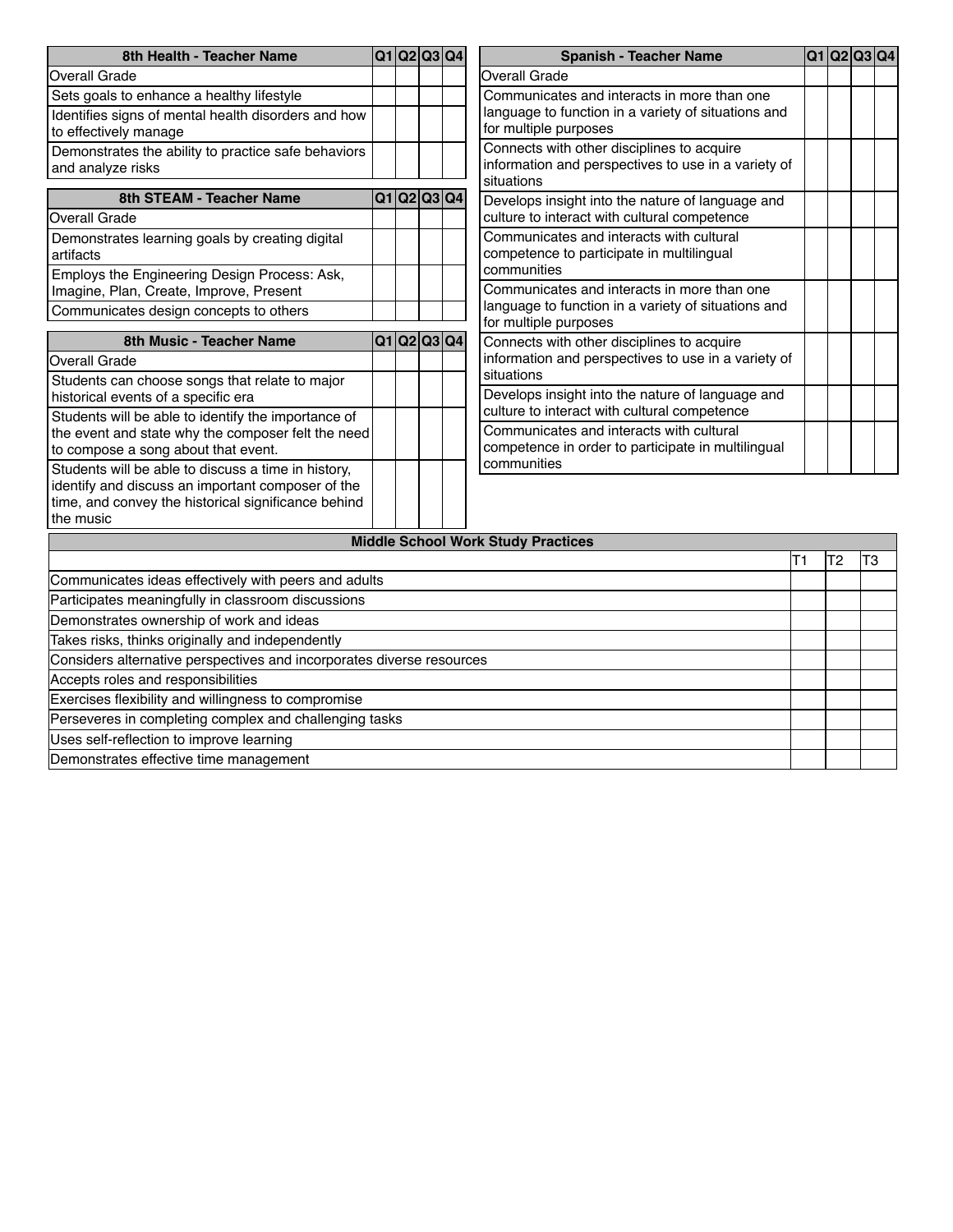| 8th Health - Teacher Name | Q1 | Q2 | Q3 | Q4 |
|---|---|---|---|---|
| Overall Grade | | | | |
| Sets goals to enhance a healthy lifestyle | | | | |
| Identifies signs of mental health disorders and how to effectively manage | | | | |
| Demonstrates the ability to practice safe behaviors and analyze risks | | | | |

| 8th STEAM - Teacher Name | Q1 | Q2 | Q3 | Q4 |
|---|---|---|---|---|
| Overall Grade | | | | |
| Demonstrates learning goals by creating digital artifacts | | | | |
| Employs the Engineering Design Process: Ask, Imagine, Plan, Create, Improve, Present | | | | |
| Communicates design concepts to others | | | | |

| 8th Music - Teacher Name | Q1 | Q2 | Q3 | Q4 |
|---|---|---|---|---|
| Overall Grade | | | | |
| Students can choose songs that relate to major historical events of a specific era | | | | |
| Students will be able to identify the importance of the event and state why the composer felt the need to compose a song about that event. | | | | |
| Students will be able to discuss a time in history, identify and discuss an important composer of the time, and convey the historical significance behind the music | | | | |

| Spanish - Teacher Name | Q1 | Q2 | Q3 | Q4 |
|---|---|---|---|---|
| Overall Grade | | | | |
| Communicates and interacts in more than one language to function in a variety of situations and for multiple purposes | | | | |
| Connects with other disciplines to acquire information and perspectives to use in a variety of situations | | | | |
| Develops insight into the nature of language and culture to interact with cultural competence | | | | |
| Communicates and interacts with cultural competence to participate in multilingual communities | | | | |
| Communicates and interacts in more than one language to function in a variety of situations and for multiple purposes | | | | |
| Connects with other disciplines to acquire information and perspectives to use in a variety of situations | | | | |
| Develops insight into the nature of language and culture to interact with cultural competence | | | | |
| Communicates and interacts with cultural competence in order to participate in multilingual communities | | | | |

| Middle School Work Study Practices | T1 | T2 | T3 |
|---|---|---|---|
| Communicates ideas effectively with peers and adults | | | |
| Participates meaningfully in classroom discussions | | | |
| Demonstrates ownership of work and ideas | | | |
| Takes risks, thinks originally and independently | | | |
| Considers alternative perspectives and incorporates diverse resources | | | |
| Accepts roles and responsibilities | | | |
| Exercises flexibility and willingness to compromise | | | |
| Perseveres in completing complex and challenging tasks | | | |
| Uses self-reflection to improve learning | | | |
| Demonstrates effective time management | | | |